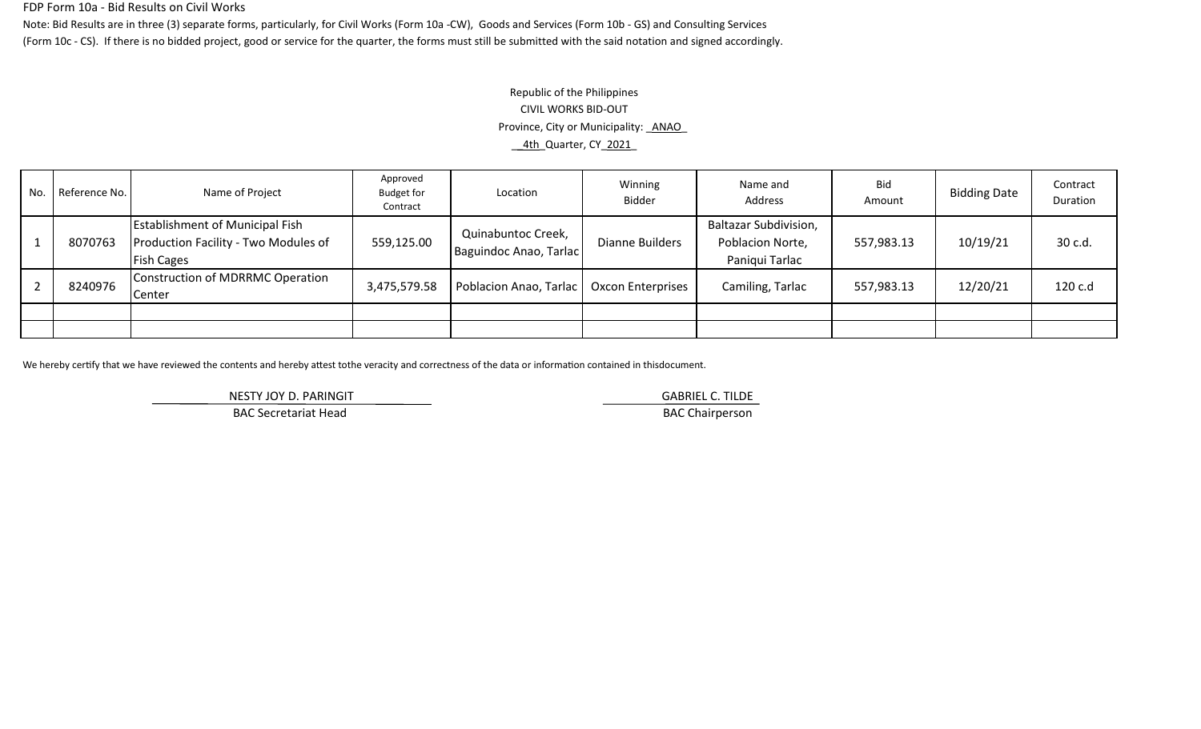FDP Form 10a - Bid Results on Civil Works

Note: Bid Results are in three (3) separate forms, particularly, for Civil Works (Form 10a -CW), Goods and Services (Form 10b - GS) and Consulting Services (Form 10c - CS). If there is no bidded project, good or service for the quarter, the forms must still be submitted with the said notation and signed accordingly.

Republic of the Philippines
CIVIL WORKS BID-OUT
Province, City or Municipality: ANAO
4th Quarter, CY 2021

| No. | Reference No. | Name of Project | Approved Budget for Contract | Location | Winning Bidder | Name and Address | Bid Amount | Bidding Date | Contract Duration |
|---|---|---|---|---|---|---|---|---|---|
| 1 | 8070763 | Establishment of Municipal Fish Production Facility - Two Modules of Fish Cages | 559,125.00 | Quinabuntoc Creek, Baguindoc Anao, Tarlac | Dianne Builders | Baltazar Subdivision, Poblacion Norte, Paniqui Tarlac | 557,983.13 | 10/19/21 | 30 c.d. |
| 2 | 8240976 | Construction of MDRRMC Operation Center | 3,475,579.58 | Poblacion Anao, Tarlac | Oxcon Enterprises | Camiling, Tarlac | 557,983.13 | 12/20/21 | 120 c.d |
| | | | | | | | | | |
| | | | | | | | | | |

We hereby certify that we have reviewed the contents and hereby attest tothe veracity and correctness of the data or information contained in thisdocument.

NESTY JOY D. PARINGIT
BAC Secretariat Head

GABRIEL C. TILDE
BAC Chairperson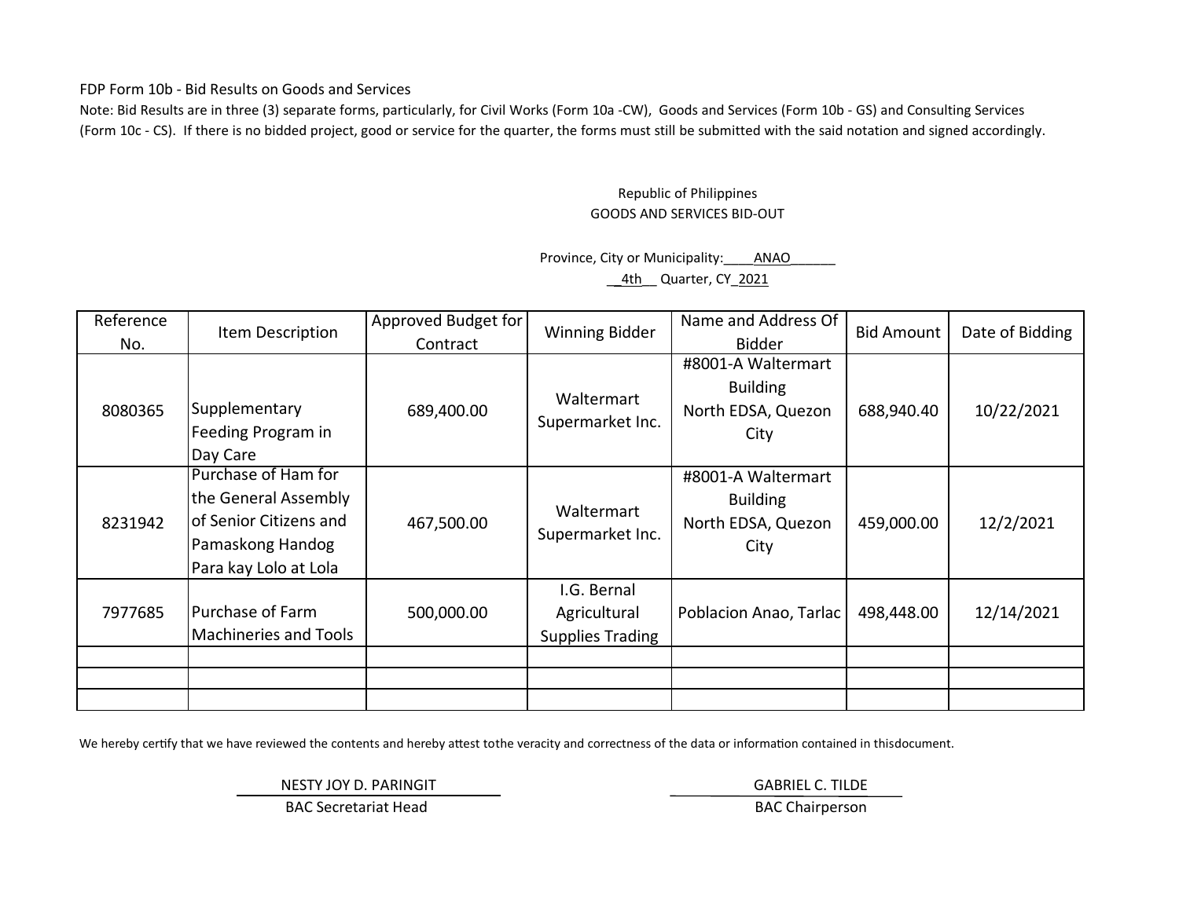FDP Form 10b - Bid Results on Goods and Services

Note: Bid Results are in three (3) separate forms, particularly, for Civil Works (Form 10a -CW), Goods and Services (Form 10b - GS) and Consulting Services (Form 10c - CS). If there is no bidded project, good or service for the quarter, the forms must still be submitted with the said notation and signed accordingly.

Republic of Philippines

GOODS AND SERVICES BID-OUT

Province, City or Municipality: ____ANAO______

__4th__ Quarter, CY_2021

| Reference No. | Item Description | Approved Budget for Contract | Winning Bidder | Name and Address Of Bidder | Bid Amount | Date of Bidding |
|---|---|---|---|---|---|---|
| 8080365 | Supplementary Feeding Program in Day Care | 689,400.00 | Waltermart Supermarket Inc. | #8001-A Waltermart Building North EDSA, Quezon City | 688,940.40 | 10/22/2021 |
| 8231942 | Purchase of Ham for the General Assembly of Senior Citizens and Pamaskong Handog Para kay Lolo at Lola | 467,500.00 | Waltermart Supermarket Inc. | #8001-A Waltermart Building North EDSA, Quezon City | 459,000.00 | 12/2/2021 |
| 7977685 | Purchase of Farm Machineries and Tools | 500,000.00 | I.G. Bernal Agricultural Supplies Trading | Poblacion Anao, Tarlac | 498,448.00 | 12/14/2021 |
| | | | | | | |
| | | | | | | |
| | | | | | | |

We hereby certify that we have reviewed the contents and hereby attest tothe veracity and correctness of the data or information contained in thisdocument.

NESTY JOY D. PARINGIT
BAC Secretariat Head

GABRIEL C. TILDE
BAC Chairperson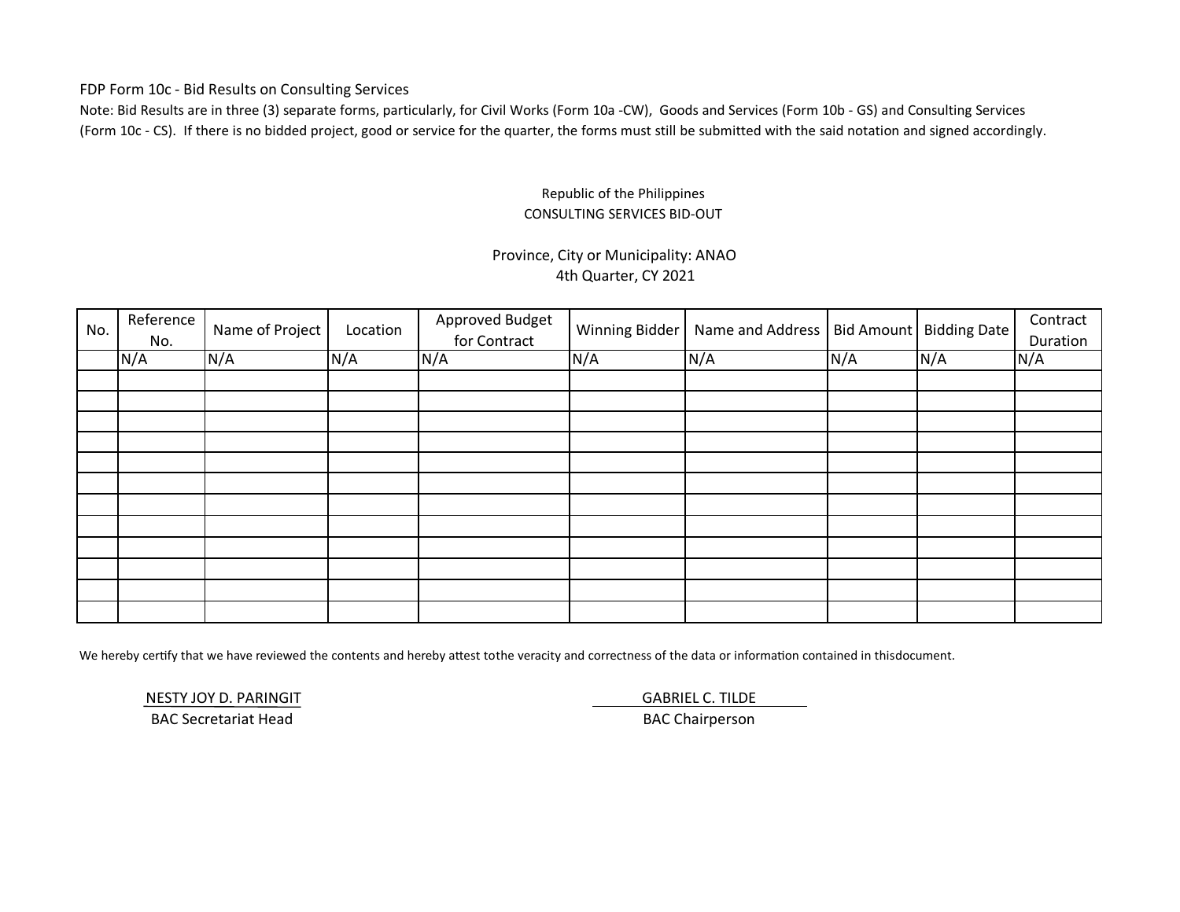FDP Form 10c - Bid Results on Consulting Services

Note: Bid Results are in three (3) separate forms, particularly, for Civil Works (Form 10a -CW), Goods and Services (Form 10b - GS) and Consulting Services (Form 10c - CS). If there is no bidded project, good or service for the quarter, the forms must still be submitted with the said notation and signed accordingly.

Republic of the Philippines
CONSULTING SERVICES BID-OUT

Province, City or Municipality: ANAO
4th Quarter, CY 2021

| No. | Reference No. | Name of Project | Location | Approved Budget for Contract | Winning Bidder | Name and Address | Bid Amount | Bidding Date | Contract Duration |
|---|---|---|---|---|---|---|---|---|---|
| | N/A | N/A | N/A | N/A | N/A | N/A | N/A | N/A | N/A |
| | | | | | | | | | |
| | | | | | | | | | |
| | | | | | | | | | |
| | | | | | | | | | |
| | | | | | | | | | |
| | | | | | | | | | |
| | | | | | | | | | |
| | | | | | | | | | |
| | | | | | | | | | |
| | | | | | | | | | |
| | | | | | | | | | |
| | | | | | | | | | |

We hereby certify that we have reviewed the contents and hereby attest tothe veracity and correctness of the data or information contained in thisdocument.

NESTY JOY D. PARINGIT
BAC Secretariat Head

GABRIEL C. TILDE
BAC Chairperson